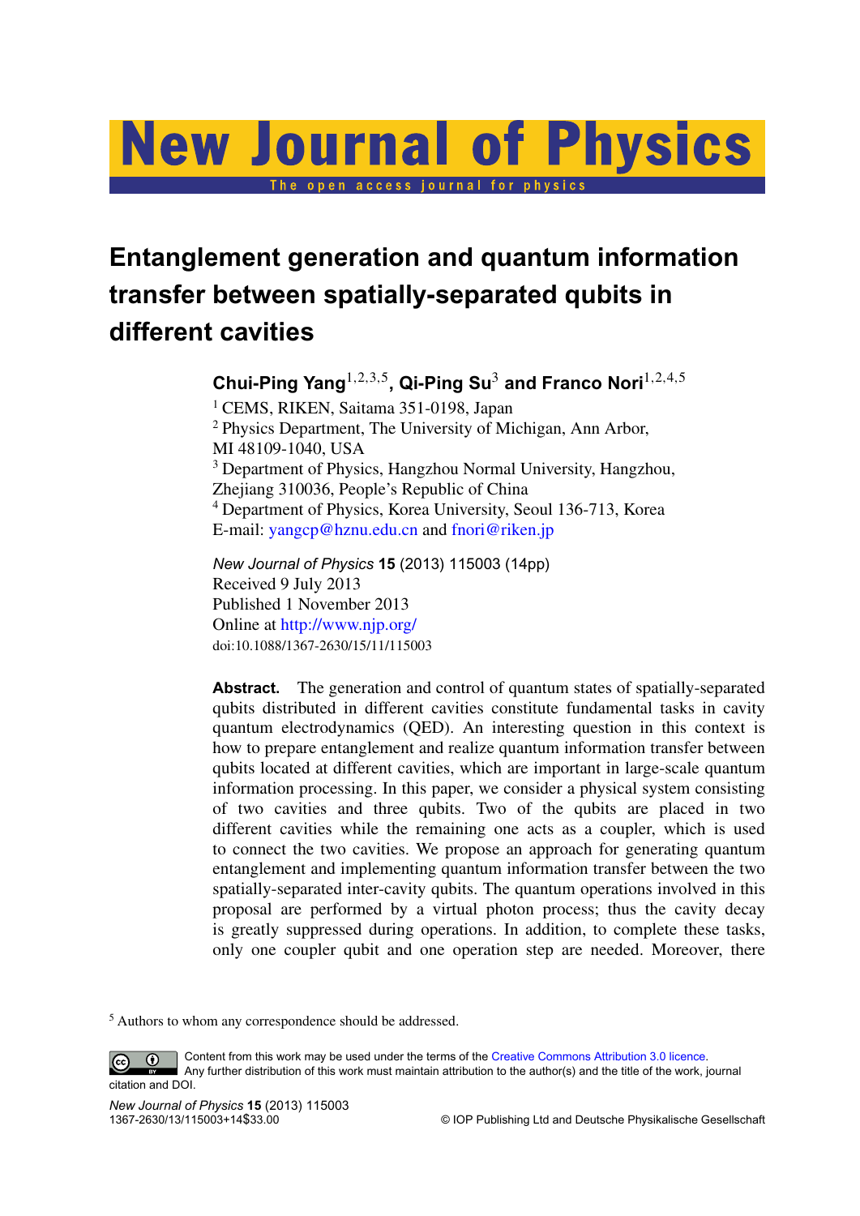# Entanglement generation and quantum information transfer between spatially-separated qubits in different cavities

**Chui-Ping Yang**[1,2,3,5], **Qi-Ping Su**[3] **and Franco Nori**[1,2,4,5]

[1] CEMS, RIKEN, Saitama 351-0198, Japan
[2] Physics Department, The University of Michigan, Ann Arbor, MI 48109-1040, USA
[3] Department of Physics, Hangzhou Normal University, Hangzhou, Zhejiang 310036, People's Republic of China
[4] Department of Physics, Korea University, Seoul 136-713, Korea
E-mail: yangcp@hznu.edu.cn and fnori@riken.jp

*New Journal of Physics* **15** (2013) 115003 (14pp)
Received 9 July 2013
Published 1 November 2013
Online at http://www.njp.org/
doi:10.1088/1367-2630/15/11/115003

**Abstract.** The generation and control of quantum states of spatially-separated qubits distributed in different cavities constitute fundamental tasks in cavity quantum electrodynamics (QED). An interesting question in this context is how to prepare entanglement and realize quantum information transfer between qubits located at different cavities, which are important in large-scale quantum information processing. In this paper, we consider a physical system consisting of two cavities and three qubits. Two of the qubits are placed in two different cavities while the remaining one acts as a coupler, which is used to connect the two cavities. We propose an approach for generating quantum entanglement and implementing quantum information transfer between the two spatially-separated inter-cavity qubits. The quantum operations involved in this proposal are performed by a virtual photon process; thus the cavity decay is greatly suppressed during operations. In addition, to complete these tasks, only one coupler qubit and one operation step are needed. Moreover, there

[5] Authors to whom any correspondence should be addressed.

Content from this work may be used under the terms of the Creative Commons Attribution 3.0 licence. Any further distribution of this work must maintain attribution to the author(s) and the title of the work, journal citation and DOI.

1367-2630/13/115003+14$33.00 © IOP Publishing Ltd and Deutsche Physikalische Gesellschaft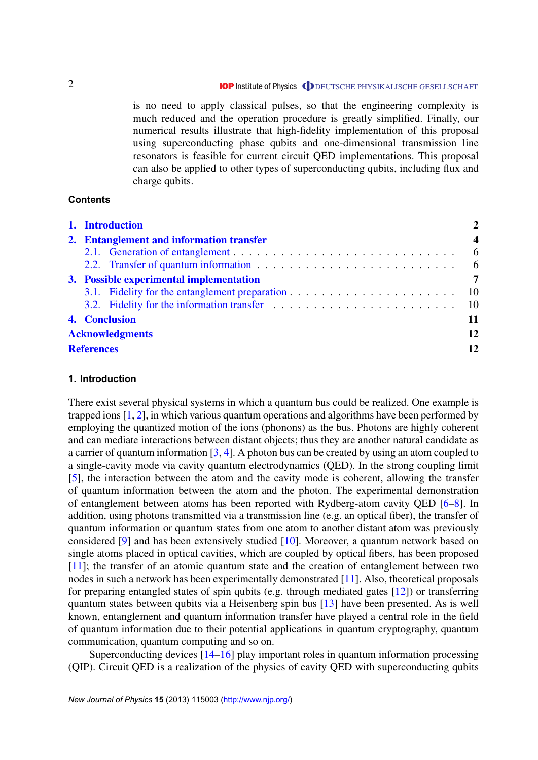is no need to apply classical pulses, so that the engineering complexity is much reduced and the operation procedure is greatly simplified. Finally, our numerical results illustrate that high-fidelity implementation of this proposal using superconducting phase qubits and one-dimensional transmission line resonators is feasible for current circuit QED implementations. This proposal can also be applied to other types of superconducting qubits, including flux and charge qubits.

**Contents**

| | |
|---|---|
| **1. Introduction** | **2** |
| **2. Entanglement and information transfer** | **4** |
| 2.1. Generation of entanglement | 6 |
| 2.2. Transfer of quantum information | 6 |
| **3. Possible experimental implementation** | **7** |
| 3.1. Fidelity for the entanglement preparation | 10 |
| 3.2. Fidelity for the information transfer | 10 |
| **4. Conclusion** | **11** |
| **Acknowledgments** | **12** |
| **References** | **12** |

## 1. Introduction

There exist several physical systems in which a quantum bus could be realized. One example is trapped ions [1, 2], in which various quantum operations and algorithms have been performed by employing the quantized motion of the ions (phonons) as the bus. Photons are highly coherent and can mediate interactions between distant objects; thus they are another natural candidate as a carrier of quantum information [3, 4]. A photon bus can be created by using an atom coupled to a single-cavity mode via cavity quantum electrodynamics (QED). In the strong coupling limit [5], the interaction between the atom and the cavity mode is coherent, allowing the transfer of quantum information between the atom and the photon. The experimental demonstration of entanglement between atoms has been reported with Rydberg-atom cavity QED [6–8]. In addition, using photons transmitted via a transmission line (e.g. an optical fiber), the transfer of quantum information or quantum states from one atom to another distant atom was previously considered [9] and has been extensively studied [10]. Moreover, a quantum network based on single atoms placed in optical cavities, which are coupled by optical fibers, has been proposed [11]; the transfer of an atomic quantum state and the creation of entanglement between two nodes in such a network has been experimentally demonstrated [11]. Also, theoretical proposals for preparing entangled states of spin qubits (e.g. through mediated gates [12]) or transferring quantum states between qubits via a Heisenberg spin bus [13] have been presented. As is well known, entanglement and quantum information transfer have played a central role in the field of quantum information due to their potential applications in quantum cryptography, quantum communication, quantum computing and so on.

Superconducting devices [14–16] play important roles in quantum information processing (QIP). Circuit QED is a realization of the physics of cavity QED with superconducting qubits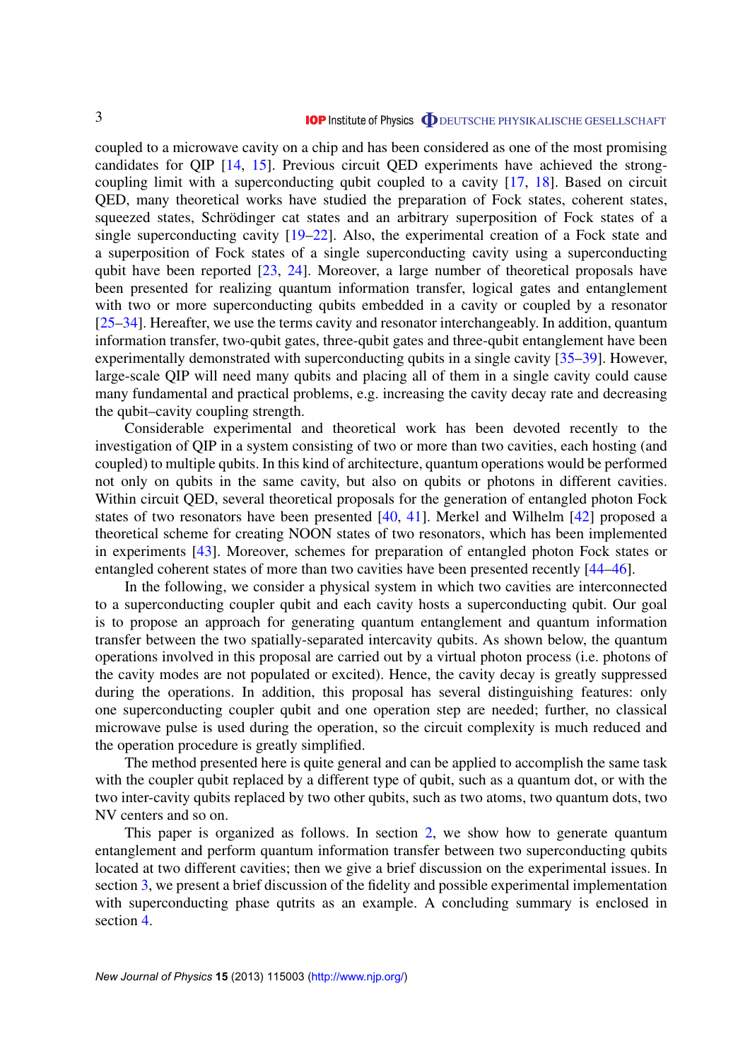coupled to a microwave cavity on a chip and has been considered as one of the most promising candidates for QIP [14, 15]. Previous circuit QED experiments have achieved the strong-coupling limit with a superconducting qubit coupled to a cavity [17, 18]. Based on circuit QED, many theoretical works have studied the preparation of Fock states, coherent states, squeezed states, Schrödinger cat states and an arbitrary superposition of Fock states of a single superconducting cavity [19–22]. Also, the experimental creation of a Fock state and a superposition of Fock states of a single superconducting cavity using a superconducting qubit have been reported [23, 24]. Moreover, a large number of theoretical proposals have been presented for realizing quantum information transfer, logical gates and entanglement with two or more superconducting qubits embedded in a cavity or coupled by a resonator [25–34]. Hereafter, we use the terms cavity and resonator interchangeably. In addition, quantum information transfer, two-qubit gates, three-qubit gates and three-qubit entanglement have been experimentally demonstrated with superconducting qubits in a single cavity [35–39]. However, large-scale QIP will need many qubits and placing all of them in a single cavity could cause many fundamental and practical problems, e.g. increasing the cavity decay rate and decreasing the qubit–cavity coupling strength.

Considerable experimental and theoretical work has been devoted recently to the investigation of QIP in a system consisting of two or more than two cavities, each hosting (and coupled) to multiple qubits. In this kind of architecture, quantum operations would be performed not only on qubits in the same cavity, but also on qubits or photons in different cavities. Within circuit QED, several theoretical proposals for the generation of entangled photon Fock states of two resonators have been presented [40, 41]. Merkel and Wilhelm [42] proposed a theoretical scheme for creating NOON states of two resonators, which has been implemented in experiments [43]. Moreover, schemes for preparation of entangled photon Fock states or entangled coherent states of more than two cavities have been presented recently [44–46].

In the following, we consider a physical system in which two cavities are interconnected to a superconducting coupler qubit and each cavity hosts a superconducting qubit. Our goal is to propose an approach for generating quantum entanglement and quantum information transfer between the two spatially-separated intercavity qubits. As shown below, the quantum operations involved in this proposal are carried out by a virtual photon process (i.e. photons of the cavity modes are not populated or excited). Hence, the cavity decay is greatly suppressed during the operations. In addition, this proposal has several distinguishing features: only one superconducting coupler qubit and one operation step are needed; further, no classical microwave pulse is used during the operation, so the circuit complexity is much reduced and the operation procedure is greatly simplified.

The method presented here is quite general and can be applied to accomplish the same task with the coupler qubit replaced by a different type of qubit, such as a quantum dot, or with the two inter-cavity qubits replaced by two other qubits, such as two atoms, two quantum dots, two NV centers and so on.

This paper is organized as follows. In section 2, we show how to generate quantum entanglement and perform quantum information transfer between two superconducting qubits located at two different cavities; then we give a brief discussion on the experimental issues. In section 3, we present a brief discussion of the fidelity and possible experimental implementation with superconducting phase qutrits as an example. A concluding summary is enclosed in section 4.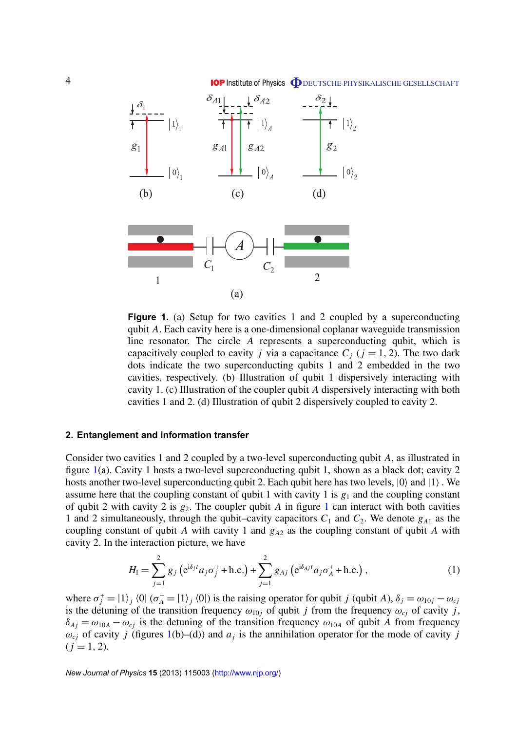**Figure 1.** (a) Setup for two cavities 1 and 2 coupled by a superconducting qubit $A$. Each cavity here is a one-dimensional coplanar waveguide transmission line resonator. The circle $A$ represents a superconducting qubit, which is capacitively coupled to cavity $j$ via a capacitance $C_j$ ($j = 1, 2$). The two dark dots indicate the two superconducting qubits 1 and 2 embedded in the two cavities, respectively. (b) Illustration of qubit 1 dispersively interacting with cavity 1. (c) Illustration of the coupler qubit $A$ dispersively interacting with both cavities 1 and 2. (d) Illustration of qubit 2 dispersively coupled to cavity 2.

## 2. Entanglement and information transfer

Consider two cavities 1 and 2 coupled by a two-level superconducting qubit $A$, as illustrated in figure 1(a). Cavity 1 hosts a two-level superconducting qubit 1, shown as a black dot; cavity 2 hosts another two-level superconducting qubit 2. Each qubit here has two levels, $|0\rangle$ and $|1\rangle$. We assume here that the coupling constant of qubit 1 with cavity 1 is $g_1$ and the coupling constant of qubit 2 with cavity 2 is $g_2$. The coupler qubit $A$ in figure 1 can interact with both cavities 1 and 2 simultaneously, through the qubit–cavity capacitors $C_1$ and $C_2$. We denote $g_{A1}$ as the coupling constant of qubit $A$ with cavity 1 and $g_{A2}$ as the coupling constant of qubit $A$ with cavity 2. In the interaction picture, we have

$$H_{\mathrm{I}} = \sum_{j=1}^{2} g_j \left( \mathrm{e}^{\mathrm{i}\delta_j t} a_j \sigma_j^+ + \mathrm{h.c.} \right) + \sum_{j=1}^{2} g_{Aj} \left( \mathrm{e}^{\mathrm{i}\delta_{Aj} t} a_j \sigma_A^+ + \mathrm{h.c.} \right), \tag{1}$$

where $\sigma_j^+ = |1\rangle_j \langle 0|$ ($\sigma_A^+ = |1\rangle_j \langle 0|$) is the raising operator for qubit $j$ (qubit $A$), $\delta_j = \omega_{10j} - \omega_{cj}$ is the detuning of the transition frequency $\omega_{10j}$ of qubit $j$ from the frequency $\omega_{cj}$ of cavity $j$, $\delta_{Aj} = \omega_{10A} - \omega_{cj}$ is the detuning of the transition frequency $\omega_{10A}$ of qubit $A$ from frequency $\omega_{cj}$ of cavity $j$ (figures 1(b)–(d)) and $a_j$ is the annihilation operator for the mode of cavity $j$ ($j = 1, 2$).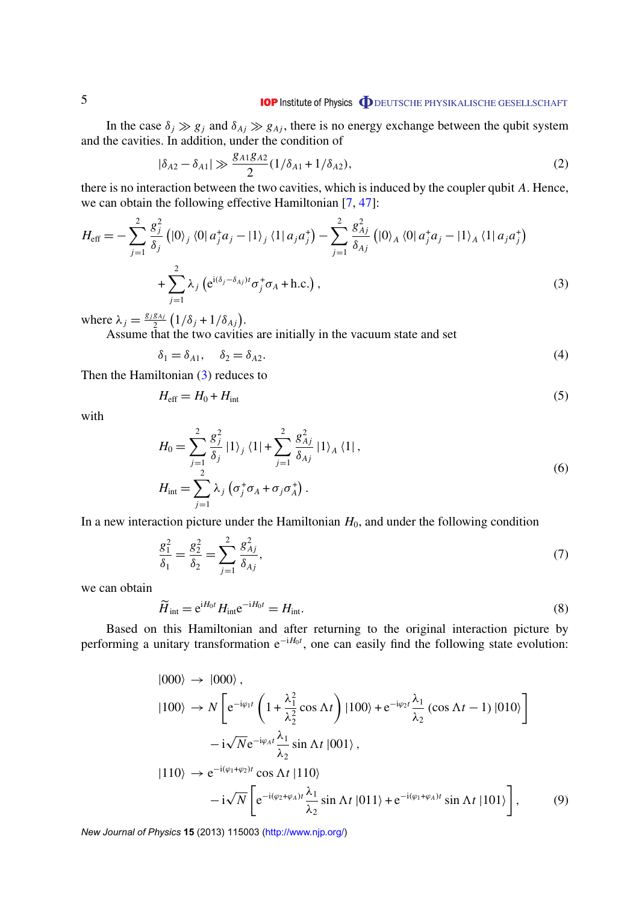In the case $\delta_j \gg g_j$ and $\delta_{Aj} \gg g_{Aj}$, there is no energy exchange between the qubit system and the cavities. In addition, under the condition of

$$|\delta_{A2} - \delta_{A1}| \gg \frac{g_{A1} g_{A2}}{2}(1/\delta_{A1} + 1/\delta_{A2}), \tag{2}$$

there is no interaction between the two cavities, which is induced by the coupler qubit $A$. Hence, we can obtain the following effective Hamiltonian [7, 47]:

$$H_{\text{eff}} = -\sum_{j=1}^{2} \frac{g_j^2}{\delta_j} \left( |0\rangle_j \langle 0| \, a_j^+ a_j - |1\rangle_j \langle 1| \, a_j a_j^+ \right) - \sum_{j=1}^{2} \frac{g_{Aj}^2}{\delta_{Aj}} \left( |0\rangle_A \langle 0| \, a_j^+ a_j - |1\rangle_A \langle 1| \, a_j a_j^+ \right)$$
$$+ \sum_{j=1}^{2} \lambda_j \left( e^{i(\delta_j - \delta_{Aj})t} \sigma_j^+ \sigma_A + \text{h.c.} \right), \tag{3}$$

where $\lambda_j = \frac{g_j g_{Aj}}{2} \left( 1/\delta_j + 1/\delta_{Aj} \right)$.

Assume that the two cavities are initially in the vacuum state and set

$$\delta_1 = \delta_{A1}, \quad \delta_2 = \delta_{A2}. \tag{4}$$

Then the Hamiltonian (3) reduces to

$$H_{\text{eff}} = H_0 + H_{\text{int}} \tag{5}$$

with

$$H_0 = \sum_{j=1}^{2} \frac{g_j^2}{\delta_j} |1\rangle_j \langle 1| + \sum_{j=1}^{2} \frac{g_{Aj}^2}{\delta_{Aj}} |1\rangle_A \langle 1| ,$$
$$H_{\text{int}} = \sum_{j=1}^{2} \lambda_j \left( \sigma_j^+ \sigma_A + \sigma_j \sigma_A^+ \right). \tag{6}$$

In a new interaction picture under the Hamiltonian $H_0$, and under the following condition

$$\frac{g_1^2}{\delta_1} = \frac{g_2^2}{\delta_2} = \sum_{j=1}^{2} \frac{g_{Aj}^2}{\delta_{Aj}}, \tag{7}$$

we can obtain

$$\widetilde{H}_{\text{int}} = e^{iH_0 t} H_{\text{int}} e^{-iH_0 t} = H_{\text{int}}. \tag{8}$$

Based on this Hamiltonian and after returning to the original interaction picture by performing a unitary transformation $e^{-iH_0 t}$, one can easily find the following state evolution:

$$|000\rangle \rightarrow |000\rangle ,$$
$$|100\rangle \rightarrow N \left[ e^{-i\varphi_1 t} \left( 1 + \frac{\lambda_1^2}{\lambda_2^2} \cos \Lambda t \right) |100\rangle + e^{-i\varphi_2 t} \frac{\lambda_1}{\lambda_2} (\cos \Lambda t - 1) \, |010\rangle \right]$$
$$- i\sqrt{N} e^{-i\varphi_A t} \frac{\lambda_1}{\lambda_2} \sin \Lambda t \, |001\rangle ,$$
$$|110\rangle \rightarrow e^{-i(\varphi_1 + \varphi_2)t} \cos \Lambda t \, |110\rangle$$
$$- i\sqrt{N} \left[ e^{-i(\varphi_2 + \varphi_A)t} \frac{\lambda_1}{\lambda_2} \sin \Lambda t \, |011\rangle + e^{-i(\varphi_1 + \varphi_A)t} \sin \Lambda t \, |101\rangle \right], \tag{9}$$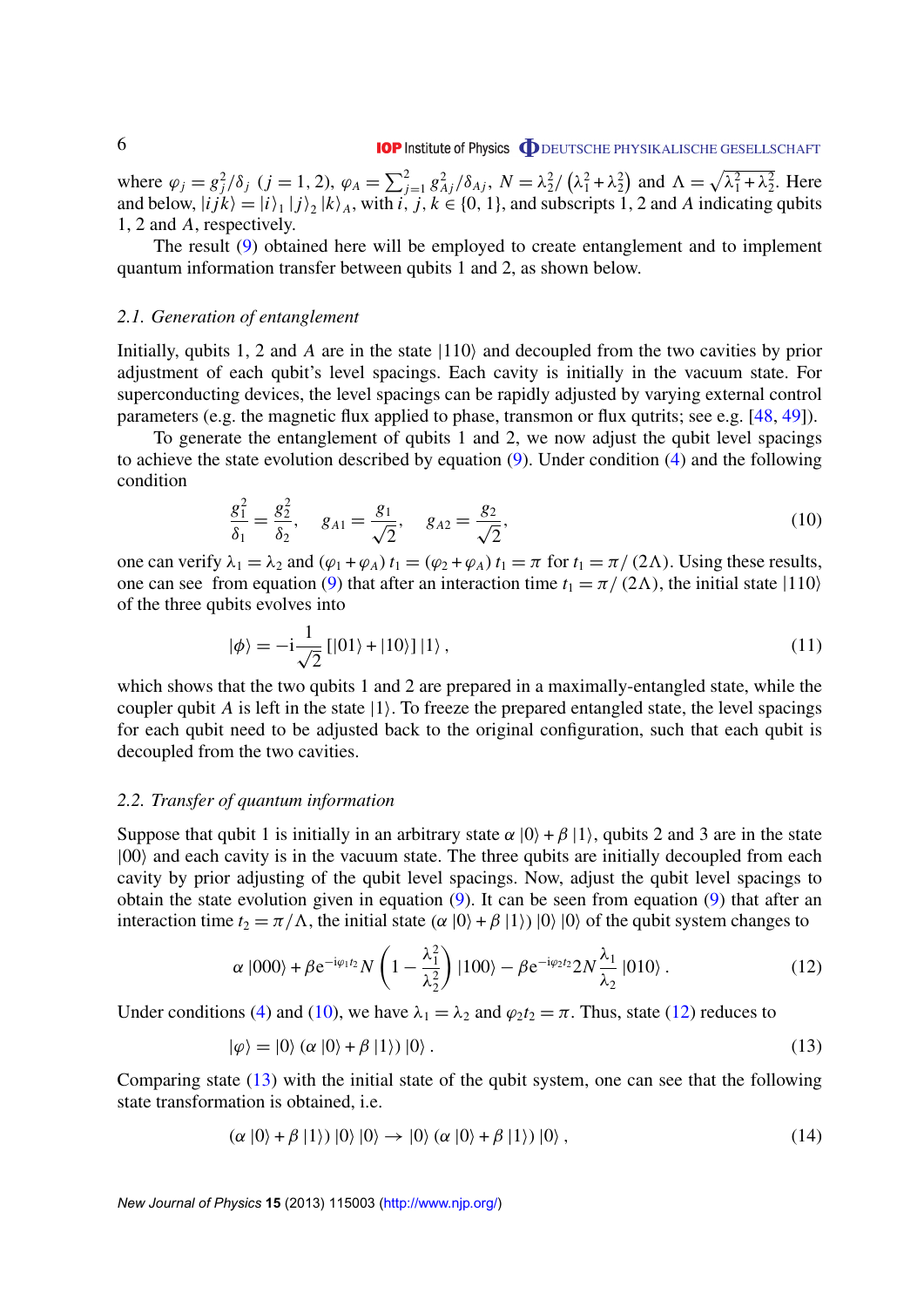where $\varphi_j = g_j^2/\delta_j$ $(j = 1, 2)$, $\varphi_A = \sum_{j=1}^{2} g_{Aj}^2/\delta_{Aj}$, $N = \lambda_2^2/\left(\lambda_1^2 + \lambda_2^2\right)$ and $\Lambda = \sqrt{\lambda_1^2 + \lambda_2^2}$. Here and below, $|ijk\rangle = |i\rangle_1 |j\rangle_2 |k\rangle_A$, with $i, j, k \in \{0, 1\}$, and subscripts 1, 2 and $A$ indicating qubits 1, 2 and $A$, respectively.

The result (9) obtained here will be employed to create entanglement and to implement quantum information transfer between qubits 1 and 2, as shown below.

### *2.1. Generation of entanglement*

Initially, qubits 1, 2 and $A$ are in the state $|110\rangle$ and decoupled from the two cavities by prior adjustment of each qubit's level spacings. Each cavity is initially in the vacuum state. For superconducting devices, the level spacings can be rapidly adjusted by varying external control parameters (e.g. the magnetic flux applied to phase, transmon or flux qutrits; see e.g. [48, 49]).

To generate the entanglement of qubits 1 and 2, we now adjust the qubit level spacings to achieve the state evolution described by equation (9). Under condition (4) and the following condition

$$\frac{g_1^2}{\delta_1} = \frac{g_2^2}{\delta_2}, \quad g_{A1} = \frac{g_1}{\sqrt{2}}, \quad g_{A2} = \frac{g_2}{\sqrt{2}}, \tag{10}$$

one can verify $\lambda_1 = \lambda_2$ and $(\varphi_1 + \varphi_A)\, t_1 = (\varphi_2 + \varphi_A)\, t_1 = \pi$ for $t_1 = \pi/(2\Lambda)$. Using these results, one can see from equation (9) that after an interaction time $t_1 = \pi/(2\Lambda)$, the initial state $|110\rangle$ of the three qubits evolves into

$$|\phi\rangle = -\mathrm{i}\frac{1}{\sqrt{2}}\left[|01\rangle + |10\rangle\right]|1\rangle, \tag{11}$$

which shows that the two qubits 1 and 2 are prepared in a maximally-entangled state, while the coupler qubit $A$ is left in the state $|1\rangle$. To freeze the prepared entangled state, the level spacings for each qubit need to be adjusted back to the original configuration, such that each qubit is decoupled from the two cavities.

### *2.2. Transfer of quantum information*

Suppose that qubit 1 is initially in an arbitrary state $\alpha|0\rangle + \beta|1\rangle$, qubits 2 and 3 are in the state $|00\rangle$ and each cavity is in the vacuum state. The three qubits are initially decoupled from each cavity by prior adjusting of the qubit level spacings. Now, adjust the qubit level spacings to obtain the state evolution given in equation (9). It can be seen from equation (9) that after an interaction time $t_2 = \pi/\Lambda$, the initial state $(\alpha|0\rangle + \beta|1\rangle)|0\rangle|0\rangle$ of the qubit system changes to

$$\alpha|000\rangle + \beta \mathrm{e}^{-\mathrm{i}\varphi_1 t_2} N\left(1 - \frac{\lambda_1^2}{\lambda_2^2}\right)|100\rangle - \beta \mathrm{e}^{-\mathrm{i}\varphi_2 t_2} 2N\frac{\lambda_1}{\lambda_2}|010\rangle. \tag{12}$$

Under conditions (4) and (10), we have $\lambda_1 = \lambda_2$ and $\varphi_2 t_2 = \pi$. Thus, state (12) reduces to

$$|\varphi\rangle = |0\rangle(\alpha|0\rangle + \beta|1\rangle)|0\rangle. \tag{13}$$

Comparing state (13) with the initial state of the qubit system, one can see that the following state transformation is obtained, i.e.

$$(\alpha|0\rangle + \beta|1\rangle)|0\rangle|0\rangle \rightarrow |0\rangle(\alpha|0\rangle + \beta|1\rangle)|0\rangle, \tag{14}$$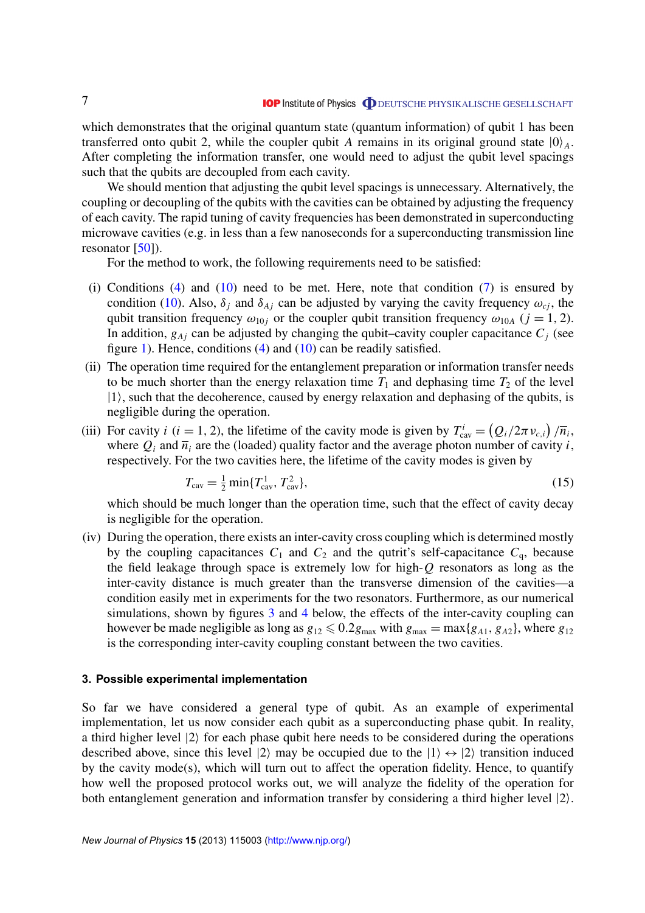which demonstrates that the original quantum state (quantum information) of qubit 1 has been transferred onto qubit 2, while the coupler qubit $A$ remains in its original ground state $|0\rangle_A$. After completing the information transfer, one would need to adjust the qubit level spacings such that the qubits are decoupled from each cavity.

We should mention that adjusting the qubit level spacings is unnecessary. Alternatively, the coupling or decoupling of the qubits with the cavities can be obtained by adjusting the frequency of each cavity. The rapid tuning of cavity frequencies has been demonstrated in superconducting microwave cavities (e.g. in less than a few nanoseconds for a superconducting transmission line resonator [50]).

For the method to work, the following requirements need to be satisfied:

(i) Conditions (4) and (10) need to be met. Here, note that condition (7) is ensured by condition (10). Also, $\delta_j$ and $\delta_{Aj}$ can be adjusted by varying the cavity frequency $\omega_{cj}$, the qubit transition frequency $\omega_{10j}$ or the coupler qubit transition frequency $\omega_{10A}$ ($j = 1, 2$). In addition, $g_{Aj}$ can be adjusted by changing the qubit–cavity coupler capacitance $C_j$ (see figure 1). Hence, conditions (4) and (10) can be readily satisfied.

(ii) The operation time required for the entanglement preparation or information transfer needs to be much shorter than the energy relaxation time $T_1$ and dephasing time $T_2$ of the level $|1\rangle$, such that the decoherence, caused by energy relaxation and dephasing of the qubits, is negligible during the operation.

(iii) For cavity $i$ ($i = 1, 2$), the lifetime of the cavity mode is given by $T^i_{\rm cav} = \left(Q_i/2\pi\nu_{c,i}\right)/\overline{n}_i$, where $Q_i$ and $\overline{n}_i$ are the (loaded) quality factor and the average photon number of cavity $i$, respectively. For the two cavities here, the lifetime of the cavity modes is given by

$$T_{\rm cav} = \tfrac{1}{2}\min\{T^1_{\rm cav}, T^2_{\rm cav}\}, \tag{15}$$

which should be much longer than the operation time, such that the effect of cavity decay is negligible for the operation.

(iv) During the operation, there exists an inter-cavity cross coupling which is determined mostly by the coupling capacitances $C_1$ and $C_2$ and the qutrit's self-capacitance $C_{\rm q}$, because the field leakage through space is extremely low for high-$Q$ resonators as long as the inter-cavity distance is much greater than the transverse dimension of the cavities—a condition easily met in experiments for the two resonators. Furthermore, as our numerical simulations, shown by figures 3 and 4 below, the effects of the inter-cavity coupling can however be made negligible as long as $g_{12} \leqslant 0.2 g_{\max}$ with $g_{\max} = \max\{g_{A1}, g_{A2}\}$, where $g_{12}$ is the corresponding inter-cavity coupling constant between the two cavities.

## 3. Possible experimental implementation

So far we have considered a general type of qubit. As an example of experimental implementation, let us now consider each qubit as a superconducting phase qubit. In reality, a third higher level $|2\rangle$ for each phase qubit here needs to be considered during the operations described above, since this level $|2\rangle$ may be occupied due to the $|1\rangle \leftrightarrow |2\rangle$ transition induced by the cavity mode(s), which will turn out to affect the operation fidelity. Hence, to quantify how well the proposed protocol works out, we will analyze the fidelity of the operation for both entanglement generation and information transfer by considering a third higher level $|2\rangle$.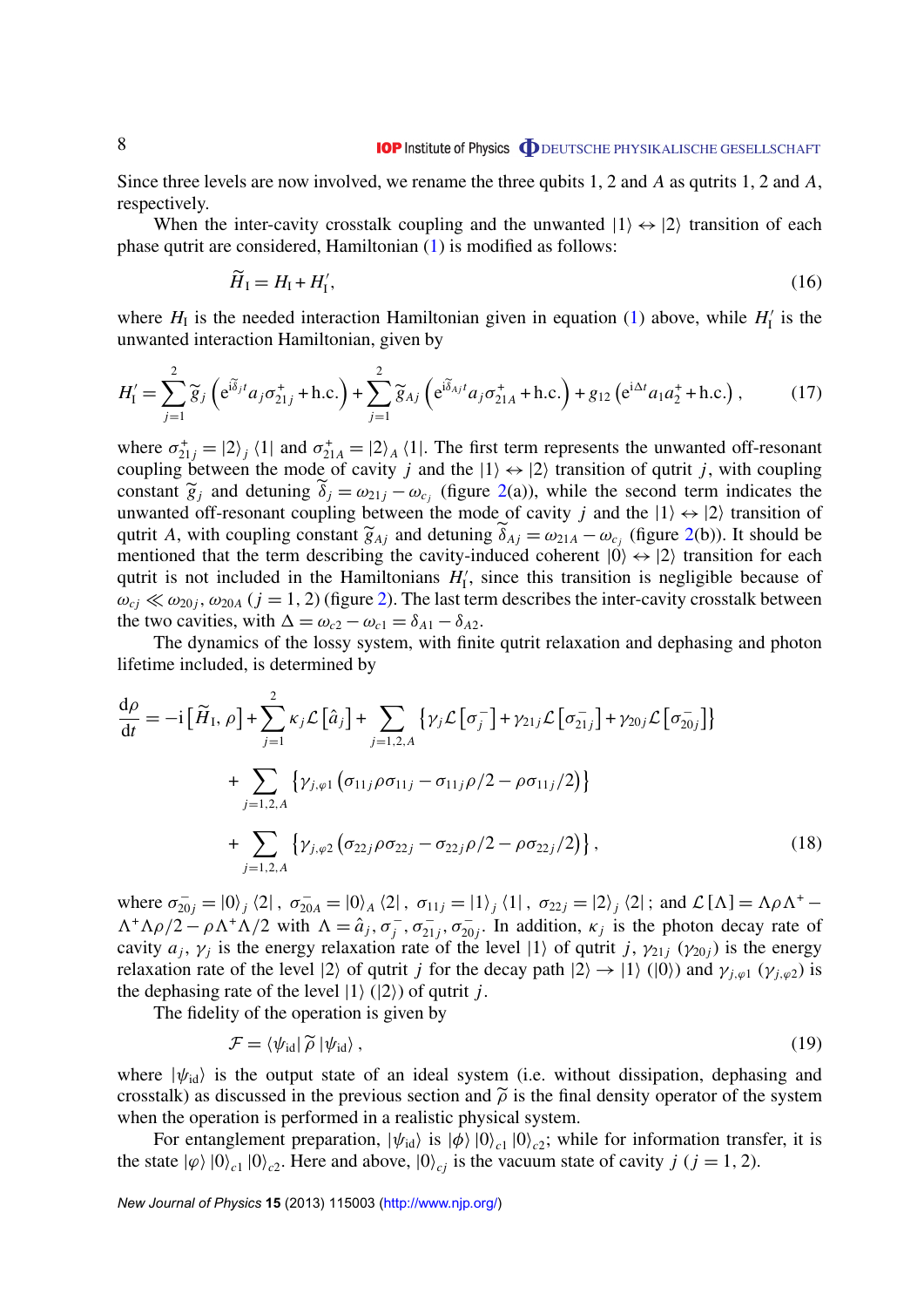Since three levels are now involved, we rename the three qubits 1, 2 and $A$ as qutrits 1, 2 and $A$, respectively.

When the inter-cavity crosstalk coupling and the unwanted $|1\rangle \leftrightarrow |2\rangle$ transition of each phase qutrit are considered, Hamiltonian (1) is modified as follows:

$$\widetilde{H}_{\mathrm{I}} = H_{\mathrm{I}} + H_{\mathrm{I}}', \tag{16}$$

where $H_{\mathrm{I}}$ is the needed interaction Hamiltonian given in equation (1) above, while $H_{\mathrm{I}}'$ is the unwanted interaction Hamiltonian, given by

$$H_{\mathrm{I}}' = \sum_{j=1}^{2} \widetilde{g}_j \left( \mathrm{e}^{\mathrm{i}\widetilde{\delta}_j t} a_j \sigma_{21j}^{+} + \mathrm{h.c.} \right) + \sum_{j=1}^{2} \widetilde{g}_{Aj} \left( \mathrm{e}^{\mathrm{i}\widetilde{\delta}_{Aj} t} a_j \sigma_{21A}^{+} + \mathrm{h.c.} \right) + g_{12} \left( \mathrm{e}^{\mathrm{i}\Delta t} a_1 a_2^{+} + \mathrm{h.c.} \right), \tag{17}$$

where $\sigma_{21j}^{+} = |2\rangle_j \langle 1|$ and $\sigma_{21A}^{+} = |2\rangle_A \langle 1|$. The first term represents the unwanted off-resonant coupling between the mode of cavity $j$ and the $|1\rangle \leftrightarrow |2\rangle$ transition of qutrit $j$, with coupling constant $\widetilde{g}_j$ and detuning $\widetilde{\delta}_j = \omega_{21j} - \omega_{c_j}$ (figure 2(a)), while the second term indicates the unwanted off-resonant coupling between the mode of cavity $j$ and the $|1\rangle \leftrightarrow |2\rangle$ transition of qutrit $A$, with coupling constant $\widetilde{g}_{Aj}$ and detuning $\widetilde{\delta}_{Aj} = \omega_{21A} - \omega_{c_j}$ (figure 2(b)). It should be mentioned that the term describing the cavity-induced coherent $|0\rangle \leftrightarrow |2\rangle$ transition for each qutrit is not included in the Hamiltonians $H_{\mathrm{I}}'$, since this transition is negligible because of $\omega_{cj} \ll \omega_{20j}, \omega_{20A}$ $(j = 1, 2)$ (figure 2). The last term describes the inter-cavity crosstalk between the two cavities, with $\Delta = \omega_{c2} - \omega_{c1} = \delta_{A1} - \delta_{A2}$.

The dynamics of the lossy system, with finite qutrit relaxation and dephasing and photon lifetime included, is determined by

$$\begin{aligned}
\frac{\mathrm{d}\rho}{\mathrm{d}t} = & -\mathrm{i}\left[\widetilde{H}_{\mathrm{I}}, \rho\right] + \sum_{j=1}^{2} \kappa_j \mathcal{L}\left[\hat{a}_j\right] + \sum_{j=1,2,A} \left\{ \gamma_j \mathcal{L}\left[\sigma_j^{-}\right] + \gamma_{21j} \mathcal{L}\left[\sigma_{21j}^{-}\right] + \gamma_{20j} \mathcal{L}\left[\sigma_{20j}^{-}\right] \right\} \\
& + \sum_{j=1,2,A} \left\{ \gamma_{j,\varphi 1} \left( \sigma_{11j} \rho \sigma_{11j} - \sigma_{11j} \rho/2 - \rho \sigma_{11j}/2 \right) \right\} \\
& + \sum_{j=1,2,A} \left\{ \gamma_{j,\varphi 2} \left( \sigma_{22j} \rho \sigma_{22j} - \sigma_{22j} \rho/2 - \rho \sigma_{22j}/2 \right) \right\},
\end{aligned} \tag{18}$$

where $\sigma_{20j}^{-} = |0\rangle_j \langle 2|$, $\sigma_{20A}^{-} = |0\rangle_A \langle 2|$, $\sigma_{11j} = |1\rangle_j \langle 1|$, $\sigma_{22j} = |2\rangle_j \langle 2|$; and $\mathcal{L}[\Lambda] = \Lambda \rho \Lambda^{+} - \Lambda^{+} \Lambda \rho/2 - \rho \Lambda^{+} \Lambda/2$ with $\Lambda = \hat{a}_j, \sigma_j^{-}, \sigma_{21j}^{-}, \sigma_{20j}^{-}$. In addition, $\kappa_j$ is the photon decay rate of cavity $a_j$, $\gamma_j$ is the energy relaxation rate of the level $|1\rangle$ of qutrit $j$, $\gamma_{21j}$ ($\gamma_{20j}$) is the energy relaxation rate of the level $|2\rangle$ of qutrit $j$ for the decay path $|2\rangle \to |1\rangle$ ($|0\rangle$) and $\gamma_{j,\varphi 1}$ ($\gamma_{j,\varphi 2}$) is the dephasing rate of the level $|1\rangle$ ($|2\rangle$) of qutrit $j$.

The fidelity of the operation is given by

$$\mathcal{F} = \langle \psi_{\mathrm{id}} | \widetilde{\rho} | \psi_{\mathrm{id}} \rangle, \tag{19}$$

where $|\psi_{\mathrm{id}}\rangle$ is the output state of an ideal system (i.e. without dissipation, dephasing and crosstalk) as discussed in the previous section and $\widetilde{\rho}$ is the final density operator of the system when the operation is performed in a realistic physical system.

For entanglement preparation, $|\psi_{\mathrm{id}}\rangle$ is $|\phi\rangle |0\rangle_{c1} |0\rangle_{c2}$; while for information transfer, it is the state $|\varphi\rangle |0\rangle_{c1} |0\rangle_{c2}$. Here and above, $|0\rangle_{cj}$ is the vacuum state of cavity $j$ $(j = 1, 2)$.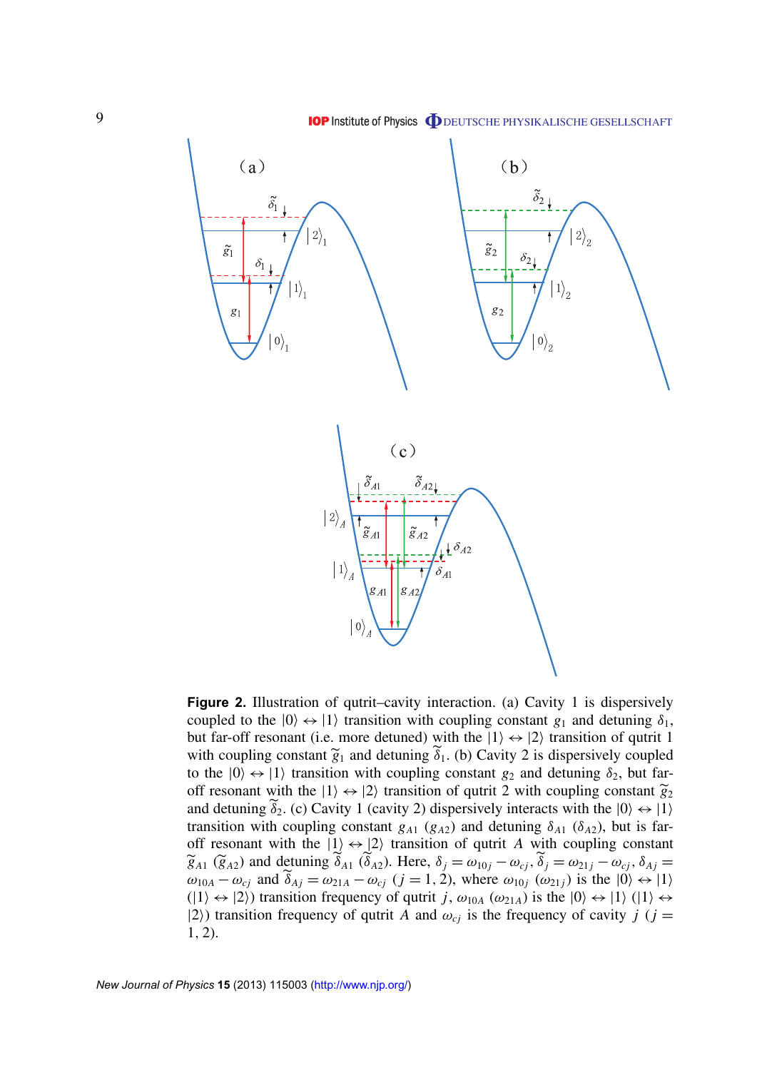**Figure 2.** Illustration of qutrit–cavity interaction. (a) Cavity 1 is dispersively coupled to the $|0\rangle \leftrightarrow |1\rangle$ transition with coupling constant $g_1$ and detuning $\delta_1$, but far-off resonant (i.e. more detuned) with the $|1\rangle \leftrightarrow |2\rangle$ transition of qutrit 1 with coupling constant $\widetilde{g}_1$ and detuning $\widetilde{\delta}_1$. (b) Cavity 2 is dispersively coupled to the $|0\rangle \leftrightarrow |1\rangle$ transition with coupling constant $g_2$ and detuning $\delta_2$, but far-off resonant with the $|1\rangle \leftrightarrow |2\rangle$ transition of qutrit 2 with coupling constant $\widetilde{g}_2$ and detuning $\widetilde{\delta}_2$. (c) Cavity 1 (cavity 2) dispersively interacts with the $|0\rangle \leftrightarrow |1\rangle$ transition with coupling constant $g_{A1}$ ($g_{A2}$) and detuning $\delta_{A1}$ ($\delta_{A2}$), but is far-off resonant with the $|1\rangle \leftrightarrow |2\rangle$ transition of qutrit $A$ with coupling constant $\widetilde{g}_{A1}$ ($\widetilde{g}_{A2}$) and detuning $\widetilde{\delta}_{A1}$ ($\widetilde{\delta}_{A2}$). Here, $\delta_j = \omega_{10j} - \omega_{cj}$, $\widetilde{\delta}_j = \omega_{21j} - \omega_{cj}$, $\delta_{Aj} = \omega_{10A} - \omega_{cj}$ and $\widetilde{\delta}_{Aj} = \omega_{21A} - \omega_{cj}$ ($j = 1, 2$), where $\omega_{10j}$ ($\omega_{21j}$) is the $|0\rangle \leftrightarrow |1\rangle$ ($|1\rangle \leftrightarrow |2\rangle$) transition frequency of qutrit $j$, $\omega_{10A}$ ($\omega_{21A}$) is the $|0\rangle \leftrightarrow |1\rangle$ ($|1\rangle \leftrightarrow |2\rangle$) transition frequency of qutrit $A$ and $\omega_{cj}$ is the frequency of cavity $j$ ($j = 1, 2$).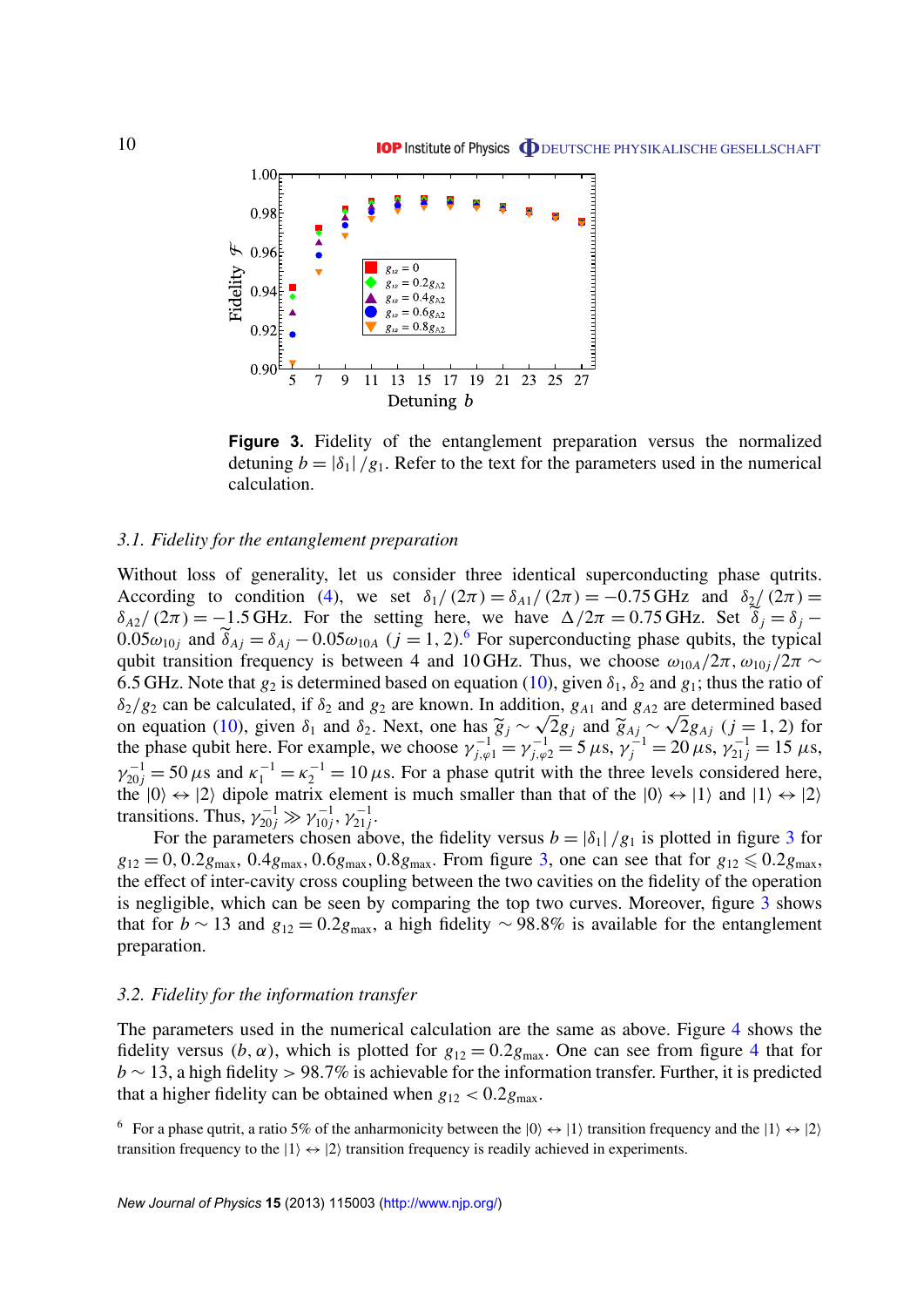**Figure 3.** Fidelity of the entanglement preparation versus the normalized detuning $b = |\delta_1|/g_1$. Refer to the text for the parameters used in the numerical calculation.

### 3.1. Fidelity for the entanglement preparation

Without loss of generality, let us consider three identical superconducting phase qutrits. According to condition (4), we set $\delta_1/(2\pi) = \delta_{A1}/(2\pi) = -0.75$ GHz and $\delta_2/(2\pi) = \delta_{A2}/(2\pi) = -1.5$ GHz. For the setting here, we have $\Delta/2\pi = 0.75$ GHz. Set $\widetilde{\delta}_j = \delta_j - 0.05\omega_{10j}$ and $\widetilde{\delta}_{Aj} = \delta_{Aj} - 0.05\omega_{10A}$ $(j = 1, 2)$.[6] For superconducting phase qubits, the typical qubit transition frequency is between 4 and 10 GHz. Thus, we choose $\omega_{10A}/2\pi, \omega_{10j}/2\pi \sim 6.5$ GHz. Note that $g_2$ is determined based on equation (10), given $\delta_1$, $\delta_2$ and $g_1$; thus the ratio of $\delta_2/g_2$ can be calculated, if $\delta_2$ and $g_2$ are known. In addition, $g_{A1}$ and $g_{A2}$ are determined based on equation (10), given $\delta_1$ and $\delta_2$. Next, one has $\widetilde{g}_j \sim \sqrt{2}g_j$ and $\widetilde{g}_{Aj} \sim \sqrt{2}g_{Aj}$ $(j = 1, 2)$ for the phase qutrit here. For example, we choose $\gamma_{j,\varphi 1}^{-1} = \gamma_{j,\varphi 2}^{-1} = 5\,\mu$s, $\gamma_j^{-1} = 20\,\mu$s, $\gamma_{21j}^{-1} = 15\,\mu$s, $\gamma_{20j}^{-1} = 50\,\mu$s and $\kappa_1^{-1} = \kappa_2^{-1} = 10\,\mu$s. For a phase qutrit with the three levels considered here, the $|0\rangle \leftrightarrow |2\rangle$ dipole matrix element is much smaller than that of the $|0\rangle \leftrightarrow |1\rangle$ and $|1\rangle \leftrightarrow |2\rangle$ transitions. Thus, $\gamma_{20j}^{-1} \gg \gamma_{10j}^{-1}, \gamma_{21j}^{-1}$.

For the parameters chosen above, the fidelity versus $b = |\delta_1|/g_1$ is plotted in figure 3 for $g_{12} = 0, 0.2g_{\max}, 0.4g_{\max}, 0.6g_{\max}, 0.8g_{\max}$. From figure 3, one can see that for $g_{12} \leqslant 0.2g_{\max}$, the effect of inter-cavity cross coupling between the two cavities on the fidelity of the operation is negligible, which can be seen by comparing the top two curves. Moreover, figure 3 shows that for $b \sim 13$ and $g_{12} = 0.2g_{\max}$, a high fidelity $\sim 98.8\%$ is available for the entanglement preparation.

### 3.2. Fidelity for the information transfer

The parameters used in the numerical calculation are the same as above. Figure 4 shows the fidelity versus $(b, \alpha)$, which is plotted for $g_{12} = 0.2g_{\max}$. One can see from figure 4 that for $b \sim 13$, a high fidelity $> 98.7\%$ is achievable for the information transfer. Further, it is predicted that a higher fidelity can be obtained when $g_{12} < 0.2g_{\max}$.

[6] For a phase qutrit, a ratio 5% of the anharmonicity between the $|0\rangle \leftrightarrow |1\rangle$ transition frequency and the $|1\rangle \leftrightarrow |2\rangle$ transition frequency to the $|1\rangle \leftrightarrow |2\rangle$ transition frequency is readily achieved in experiments.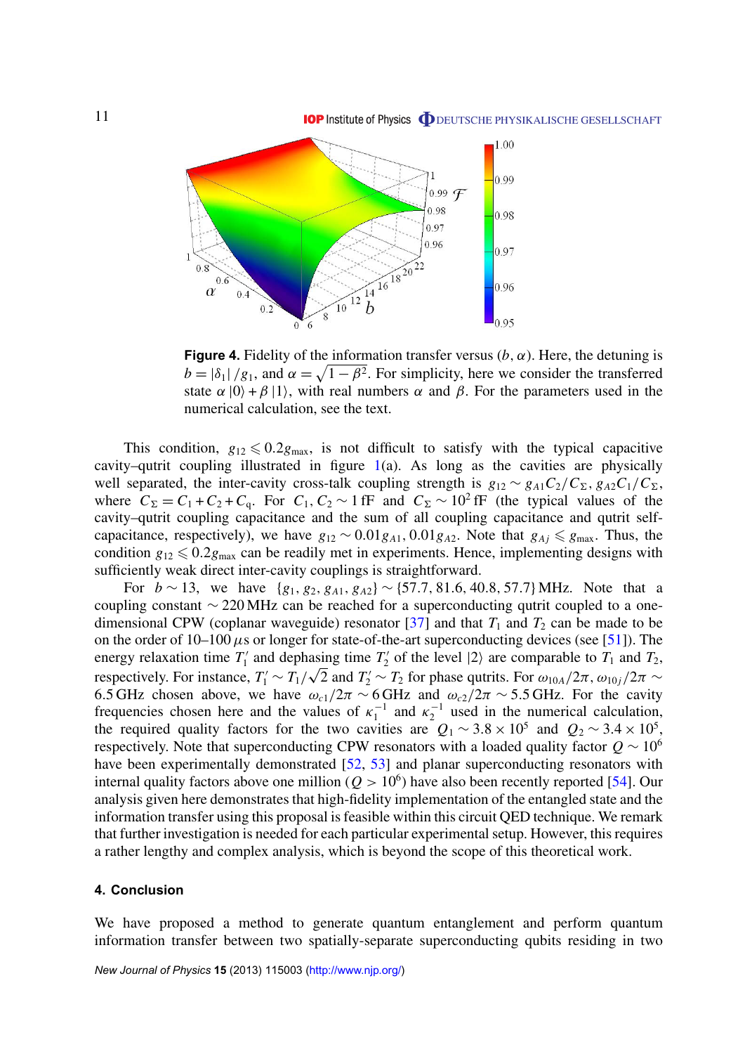**Figure 4.** Fidelity of the information transfer versus $(b, \alpha)$. Here, the detuning is $b = |\delta_1| / g_1$, and $\alpha = \sqrt{1 - \beta^2}$. For simplicity, here we consider the transferred state $\alpha |0\rangle + \beta |1\rangle$, with real numbers $\alpha$ and $\beta$. For the parameters used in the numerical calculation, see the text.

This condition, $g_{12} \leqslant 0.2 g_{\max}$, is not difficult to satisfy with the typical capacitive cavity–qutrit coupling illustrated in figure 1(a). As long as the cavities are physically well separated, the inter-cavity cross-talk coupling strength is $g_{12} \sim g_{A1} C_2 / C_\Sigma, g_{A2} C_1 / C_\Sigma$, where $C_\Sigma = C_1 + C_2 + C_q$. For $C_1, C_2 \sim 1$ fF and $C_\Sigma \sim 10^2$ fF (the typical values of the cavity–qutrit coupling capacitance and the sum of all coupling capacitance and qutrit self-capacitance, respectively), we have $g_{12} \sim 0.01 g_{A1}, 0.01 g_{A2}$. Note that $g_{Aj} \leqslant g_{\max}$. Thus, the condition $g_{12} \leqslant 0.2 g_{\max}$ can be readily met in experiments. Hence, implementing designs with sufficiently weak direct inter-cavity couplings is straightforward.

For $b \sim 13$, we have $\{g_1, g_2, g_{A1}, g_{A2}\} \sim \{57.7, 81.6, 40.8, 57.7\}$ MHz. Note that a coupling constant $\sim 220$ MHz can be reached for a superconducting qutrit coupled to a one-dimensional CPW (coplanar waveguide) resonator [37] and that $T_1$ and $T_2$ can be made to be on the order of 10–100 $\mu$s or longer for state-of-the-art superconducting devices (see [51]). The energy relaxation time $T_1'$ and dephasing time $T_2'$ of the level $|2\rangle$ are comparable to $T_1$ and $T_2$, respectively. For instance, $T_1' \sim T_1/\sqrt{2}$ and $T_2' \sim T_2$ for phase qutrits. For $\omega_{10A}/2\pi, \omega_{10j}/2\pi \sim 6.5$ GHz chosen above, we have $\omega_{c1}/2\pi \sim 6$ GHz and $\omega_{c2}/2\pi \sim 5.5$ GHz. For the cavity frequencies chosen here and the values of $\kappa_1^{-1}$ and $\kappa_2^{-1}$ used in the numerical calculation, the required quality factors for the two cavities are $Q_1 \sim 3.8 \times 10^5$ and $Q_2 \sim 3.4 \times 10^5$, respectively. Note that superconducting CPW resonators with a loaded quality factor $Q \sim 10^6$ have been experimentally demonstrated [52, 53] and planar superconducting resonators with internal quality factors above one million ($Q > 10^6$) have also been recently reported [54]. Our analysis given here demonstrates that high-fidelity implementation of the entangled state and the information transfer using this proposal is feasible within this circuit QED technique. We remark that further investigation is needed for each particular experimental setup. However, this requires a rather lengthy and complex analysis, which is beyond the scope of this theoretical work.

## 4. Conclusion

We have proposed a method to generate quantum entanglement and perform quantum information transfer between two spatially-separate superconducting qubits residing in two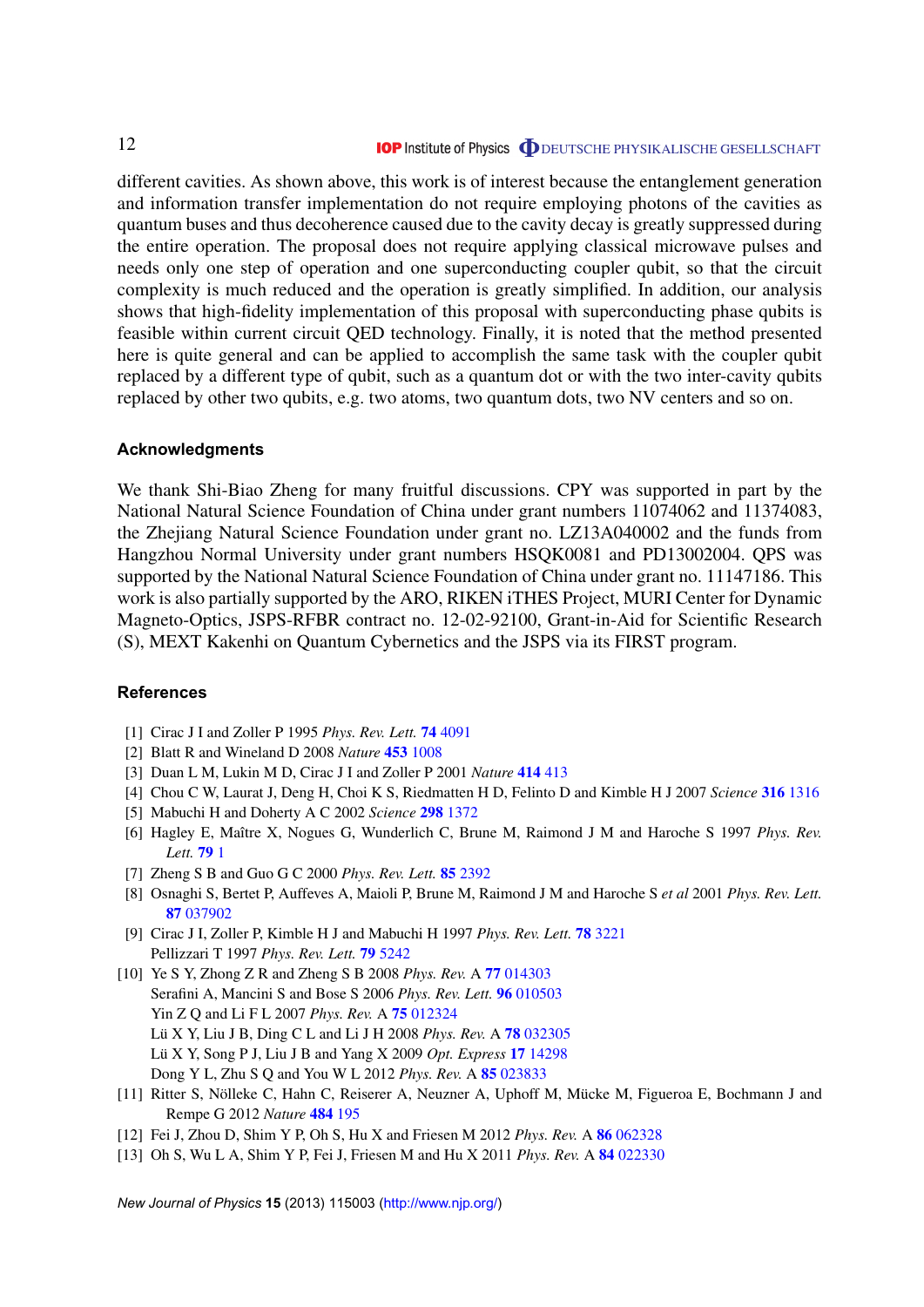different cavities. As shown above, this work is of interest because the entanglement generation and information transfer implementation do not require employing photons of the cavities as quantum buses and thus decoherence caused due to the cavity decay is greatly suppressed during the entire operation. The proposal does not require applying classical microwave pulses and needs only one step of operation and one superconducting coupler qubit, so that the circuit complexity is much reduced and the operation is greatly simplified. In addition, our analysis shows that high-fidelity implementation of this proposal with superconducting phase qubits is feasible within current circuit QED technology. Finally, it is noted that the method presented here is quite general and can be applied to accomplish the same task with the coupler qubit replaced by a different type of qubit, such as a quantum dot or with the two inter-cavity qubits replaced by other two qubits, e.g. two atoms, two quantum dots, two NV centers and so on.

## Acknowledgments

We thank Shi-Biao Zheng for many fruitful discussions. CPY was supported in part by the National Natural Science Foundation of China under grant numbers 11074062 and 11374083, the Zhejiang Natural Science Foundation under grant no. LZ13A040002 and the funds from Hangzhou Normal University under grant numbers HSQK0081 and PD13002004. QPS was supported by the National Natural Science Foundation of China under grant no. 11147186. This work is also partially supported by the ARO, RIKEN iTHES Project, MURI Center for Dynamic Magneto-Optics, JSPS-RFBR contract no. 12-02-92100, Grant-in-Aid for Scientific Research (S), MEXT Kakenhi on Quantum Cybernetics and the JSPS via its FIRST program.

## References

[1] Cirac J I and Zoller P 1995 *Phys. Rev. Lett.* **74** 4091

[2] Blatt R and Wineland D 2008 *Nature* **453** 1008

[3] Duan L M, Lukin M D, Cirac J I and Zoller P 2001 *Nature* **414** 413

[4] Chou C W, Laurat J, Deng H, Choi K S, Riedmatten H D, Felinto D and Kimble H J 2007 *Science* **316** 1316

[5] Mabuchi H and Doherty A C 2002 *Science* **298** 1372

[6] Hagley E, Maître X, Nogues G, Wunderlich C, Brune M, Raimond J M and Haroche S 1997 *Phys. Rev. Lett.* **79** 1

[7] Zheng S B and Guo G C 2000 *Phys. Rev. Lett.* **85** 2392

[8] Osnaghi S, Bertet P, Auffeves A, Maioli P, Brune M, Raimond J M and Haroche S *et al* 2001 *Phys. Rev. Lett.* **87** 037902

[9] Cirac J I, Zoller P, Kimble H J and Mabuchi H 1997 *Phys. Rev. Lett.* **78** 3221
Pellizzari T 1997 *Phys. Rev. Lett.* **79** 5242

[10] Ye S Y, Zhong Z R and Zheng S B 2008 *Phys. Rev.* A **77** 014303
Serafini A, Mancini S and Bose S 2006 *Phys. Rev. Lett.* **96** 010503
Yin Z Q and Li F L 2007 *Phys. Rev.* A **75** 012324
Lü X Y, Liu J B, Ding C L and Li J H 2008 *Phys. Rev.* A **78** 032305
Lü X Y, Song P J, Liu J B and Yang X 2009 *Opt. Express* **17** 14298
Dong Y L, Zhu S Q and You W L 2012 *Phys. Rev.* A **85** 023833

[11] Ritter S, Nölleke C, Hahn C, Reiserer A, Neuzner A, Uphoff M, Mücke M, Figueroa E, Bochmann J and Rempe G 2012 *Nature* **484** 195

[12] Fei J, Zhou D, Shim Y P, Oh S, Hu X and Friesen M 2012 *Phys. Rev.* A **86** 062328

[13] Oh S, Wu L A, Shim Y P, Fei J, Friesen M and Hu X 2011 *Phys. Rev.* A **84** 022330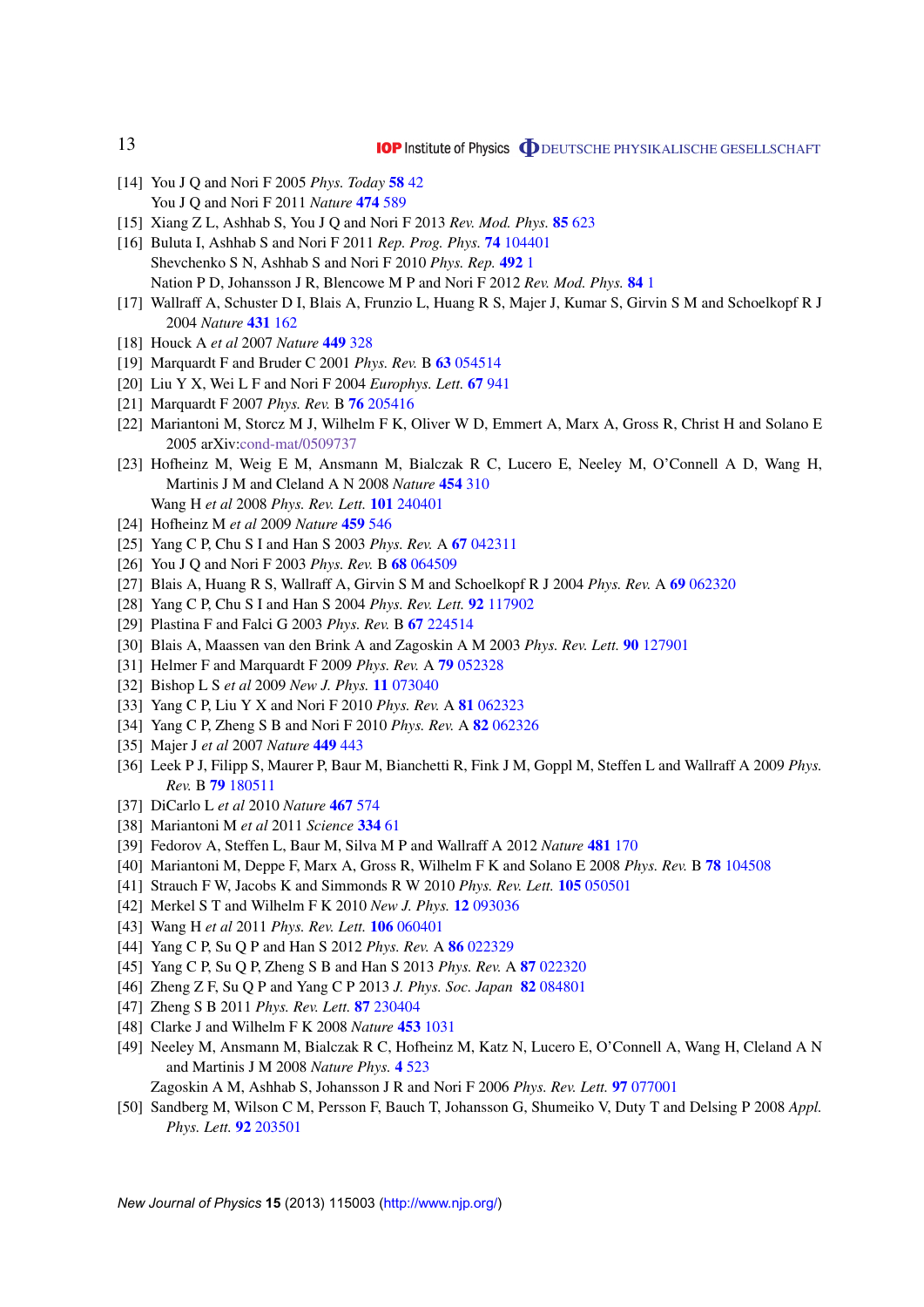[14] You J Q and Nori F 2005 *Phys. Today* **58** 42
You J Q and Nori F 2011 *Nature* **474** 589

[15] Xiang Z L, Ashhab S, You J Q and Nori F 2013 *Rev. Mod. Phys.* **85** 623

[16] Buluta I, Ashhab S and Nori F 2011 *Rep. Prog. Phys.* **74** 104401
Shevchenko S N, Ashhab S and Nori F 2010 *Phys. Rep.* **492** 1
Nation P D, Johansson J R, Blencowe M P and Nori F 2012 *Rev. Mod. Phys.* **84** 1

[17] Wallraff A, Schuster D I, Blais A, Frunzio L, Huang R S, Majer J, Kumar S, Girvin S M and Schoelkopf R J 2004 *Nature* **431** 162

[18] Houck A *et al* 2007 *Nature* **449** 328

[19] Marquardt F and Bruder C 2001 *Phys. Rev.* B **63** 054514

[20] Liu Y X, Wei L F and Nori F 2004 *Europhys. Lett.* **67** 941

[21] Marquardt F 2007 *Phys. Rev.* B **76** 205416

[22] Mariantoni M, Storcz M J, Wilhelm F K, Oliver W D, Emmert A, Marx A, Gross R, Christ H and Solano E 2005 arXiv:cond-mat/0509737

[23] Hofheinz M, Weig E M, Ansmann M, Bialczak R C, Lucero E, Neeley M, O'Connell A D, Wang H, Martinis J M and Cleland A N 2008 *Nature* **454** 310
Wang H *et al* 2008 *Phys. Rev. Lett.* **101** 240401

[24] Hofheinz M *et al* 2009 *Nature* **459** 546

[25] Yang C P, Chu S I and Han S 2003 *Phys. Rev.* A **67** 042311

[26] You J Q and Nori F 2003 *Phys. Rev.* B **68** 064509

[27] Blais A, Huang R S, Wallraff A, Girvin S M and Schoelkopf R J 2004 *Phys. Rev.* A **69** 062320

[28] Yang C P, Chu S I and Han S 2004 *Phys. Rev. Lett.* **92** 117902

[29] Plastina F and Falci G 2003 *Phys. Rev.* B **67** 224514

[30] Blais A, Maassen van den Brink A and Zagoskin A M 2003 *Phys. Rev. Lett.* **90** 127901

[31] Helmer F and Marquardt F 2009 *Phys. Rev.* A **79** 052328

[32] Bishop L S *et al* 2009 *New J. Phys.* **11** 073040

[33] Yang C P, Liu Y X and Nori F 2010 *Phys. Rev.* A **81** 062323

[34] Yang C P, Zheng S B and Nori F 2010 *Phys. Rev.* A **82** 062326

[35] Majer J *et al* 2007 *Nature* **449** 443

[36] Leek P J, Filipp S, Maurer P, Baur M, Bianchetti R, Fink J M, Goppl M, Steffen L and Wallraff A 2009 *Phys. Rev.* B **79** 180511

[37] DiCarlo L *et al* 2010 *Nature* **467** 574

[38] Mariantoni M *et al* 2011 *Science* **334** 61

[39] Fedorov A, Steffen L, Baur M, Silva M P and Wallraff A 2012 *Nature* **481** 170

[40] Mariantoni M, Deppe F, Marx A, Gross R, Wilhelm F K and Solano E 2008 *Phys. Rev.* B **78** 104508

[41] Strauch F W, Jacobs K and Simmonds R W 2010 *Phys. Rev. Lett.* **105** 050501

[42] Merkel S T and Wilhelm F K 2010 *New J. Phys.* **12** 093036

[43] Wang H *et al* 2011 *Phys. Rev. Lett.* **106** 060401

[44] Yang C P, Su Q P and Han S 2012 *Phys. Rev.* A **86** 022329

[45] Yang C P, Su Q P, Zheng S B and Han S 2013 *Phys. Rev.* A **87** 022320

[46] Zheng Z F, Su Q P and Yang C P 2013 *J. Phys. Soc. Japan* **82** 084801

[47] Zheng S B 2011 *Phys. Rev. Lett.* **87** 230404

[48] Clarke J and Wilhelm F K 2008 *Nature* **453** 1031

[49] Neeley M, Ansmann M, Bialczak R C, Hofheinz M, Katz N, Lucero E, O'Connell A, Wang H, Cleland A N and Martinis J M 2008 *Nature Phys.* **4** 523
Zagoskin A M, Ashhab S, Johansson J R and Nori F 2006 *Phys. Rev. Lett.* **97** 077001

[50] Sandberg M, Wilson C M, Persson F, Bauch T, Johansson G, Shumeiko V, Duty T and Delsing P 2008 *Appl. Phys. Lett.* **92** 203501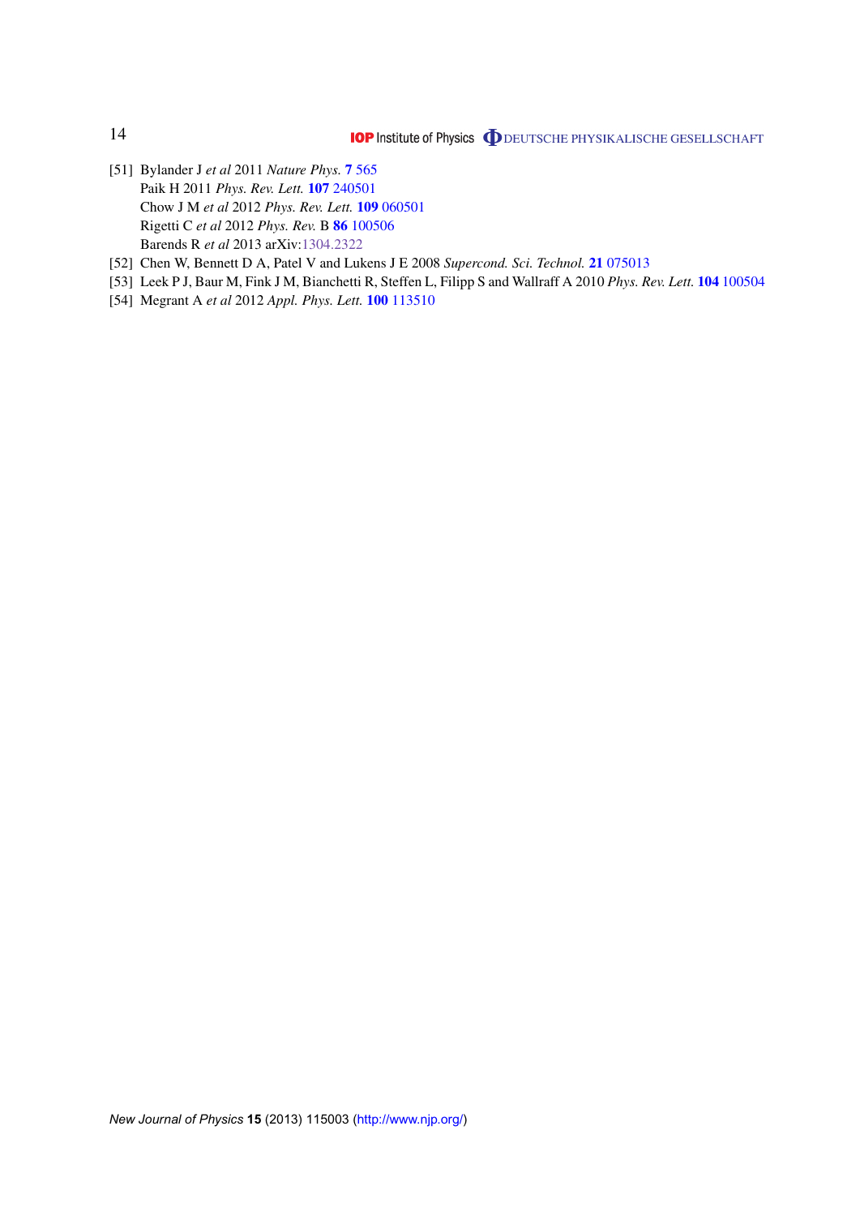[51] Bylander J *et al* 2011 *Nature Phys.* **7** 565
Paik H 2011 *Phys. Rev. Lett.* **107** 240501
Chow J M *et al* 2012 *Phys. Rev. Lett.* **109** 060501
Rigetti C *et al* 2012 *Phys. Rev.* B **86** 100506
Barends R *et al* 2013 arXiv:1304.2322

[52] Chen W, Bennett D A, Patel V and Lukens J E 2008 *Supercond. Sci. Technol.* **21** 075013

[53] Leek P J, Baur M, Fink J M, Bianchetti R, Steffen L, Filipp S and Wallraff A 2010 *Phys. Rev. Lett.* **104** 100504

[54] Megrant A *et al* 2012 *Appl. Phys. Lett.* **100** 113510